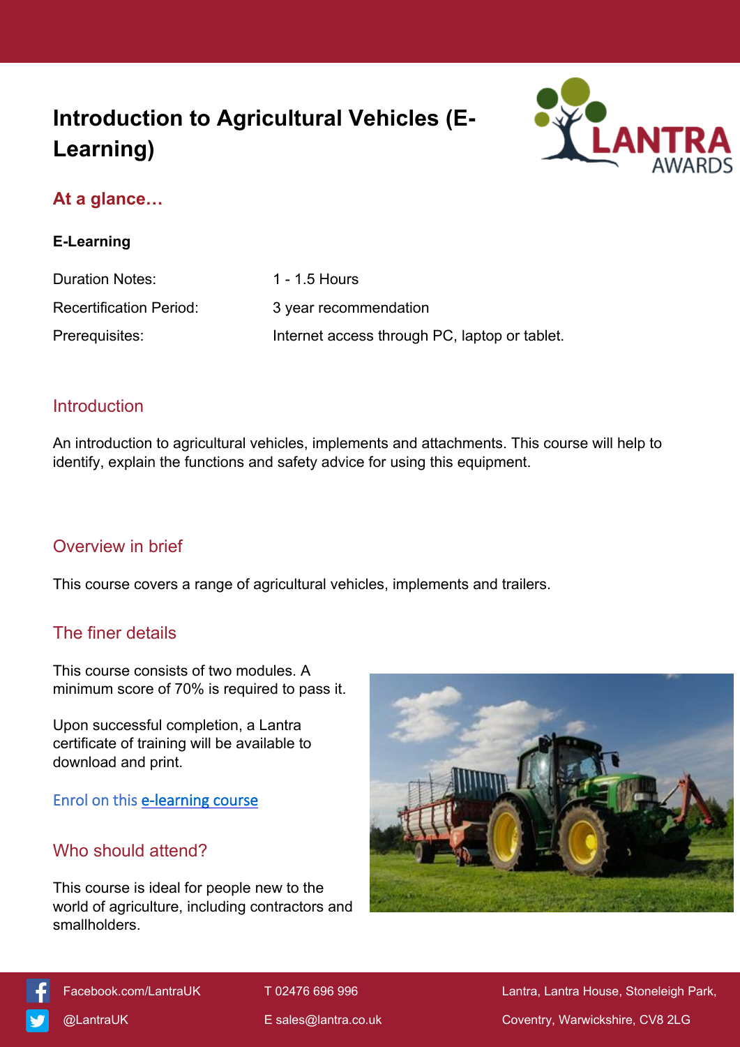# Introduction to Agricultural Vehicles (E-Learning)

## At a glance…

**E-Learning**

| | |
|---|---|
| Duration Notes: | 1 - 1.5 Hours |
| Recertification Period: | 3 year recommendation |
| Prerequisites: | Internet access through PC, laptop or tablet. |

## Introduction

An introduction to agricultural vehicles, implements and attachments. This course will help to identify, explain the functions and safety advice for using this equipment.

## Overview in brief

This course covers a range of agricultural vehicles, implements and trailers.

## The finer details

This course consists of two modules. A minimum score of 70% is required to pass it.

Upon successful completion, a Lantra certificate of training will be available to download and print.

Enrol on this e-learning course

## Who should attend?

This course is ideal for people new to the world of agriculture, including contractors and smallholders.

Facebook.com/LantraUK

@LantraUK

T 02476 696 996

E sales@lantra.co.uk

Lantra, Lantra House, Stoneleigh Park, Coventry, Warwickshire, CV8 2LG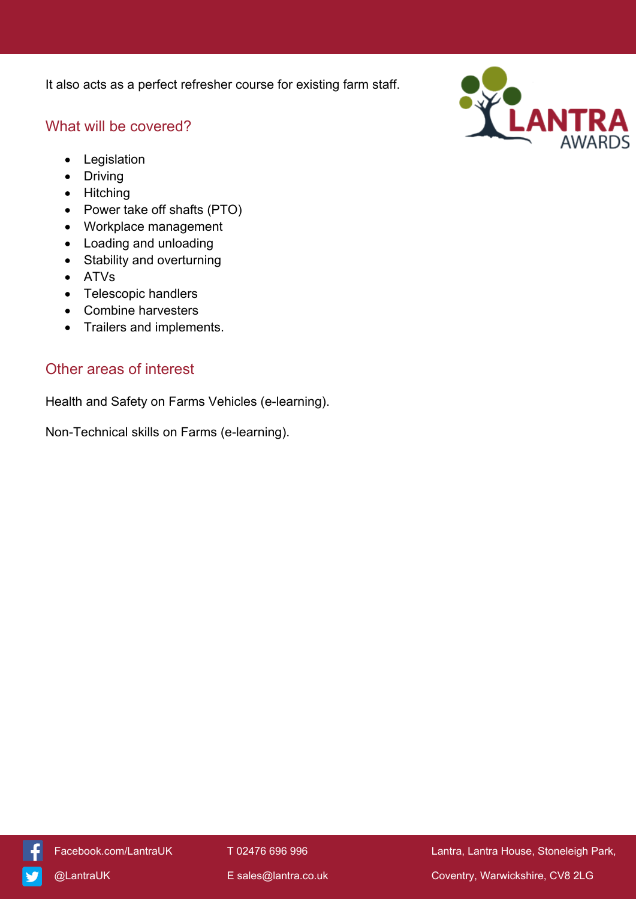It also acts as a perfect refresher course for existing farm staff.

## What will be covered?

- Legislation
- Driving
- Hitching
- Power take off shafts (PTO)
- Workplace management
- Loading and unloading
- Stability and overturning
- ATVs
- Telescopic handlers
- Combine harvesters
- Trailers and implements.

## Other areas of interest

Health and Safety on Farms Vehicles (e-learning).

Non-Technical skills on Farms (e-learning).

Facebook.com/LantraUK

@LantraUK

T 02476 696 996

E sales@lantra.co.uk

Lantra, Lantra House, Stoneleigh Park, Coventry, Warwickshire, CV8 2LG